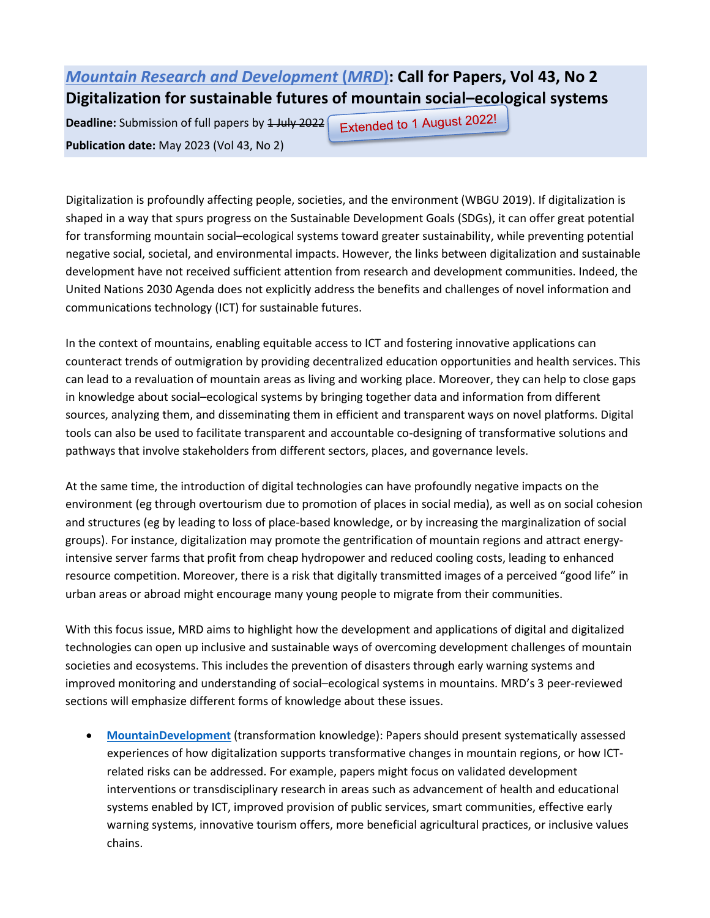# *Mountain Research and Development (MRD)*: Call for Papers, Vol 43, No 2

# Digitalization for sustainable futures of mountain social–ecological systems

**Deadline:** Submission of full papers by ~~1 July 2022~~ Extended to 1 August 2022!

**Publication date:** May 2023 (Vol 43, No 2)

Digitalization is profoundly affecting people, societies, and the environment (WBGU 2019). If digitalization is shaped in a way that spurs progress on the Sustainable Development Goals (SDGs), it can offer great potential for transforming mountain social–ecological systems toward greater sustainability, while preventing potential negative social, societal, and environmental impacts. However, the links between digitalization and sustainable development have not received sufficient attention from research and development communities. Indeed, the United Nations 2030 Agenda does not explicitly address the benefits and challenges of novel information and communications technology (ICT) for sustainable futures.

In the context of mountains, enabling equitable access to ICT and fostering innovative applications can counteract trends of outmigration by providing decentralized education opportunities and health services. This can lead to a revaluation of mountain areas as living and working place. Moreover, they can help to close gaps in knowledge about social–ecological systems by bringing together data and information from different sources, analyzing them, and disseminating them in efficient and transparent ways on novel platforms. Digital tools can also be used to facilitate transparent and accountable co-designing of transformative solutions and pathways that involve stakeholders from different sectors, places, and governance levels.

At the same time, the introduction of digital technologies can have profoundly negative impacts on the environment (eg through overtourism due to promotion of places in social media), as well as on social cohesion and structures (eg by leading to loss of place-based knowledge, or by increasing the marginalization of social groups). For instance, digitalization may promote the gentrification of mountain regions and attract energy-intensive server farms that profit from cheap hydropower and reduced cooling costs, leading to enhanced resource competition. Moreover, there is a risk that digitally transmitted images of a perceived "good life" in urban areas or abroad might encourage many young people to migrate from their communities.

With this focus issue, MRD aims to highlight how the development and applications of digital and digitalized technologies can open up inclusive and sustainable ways of overcoming development challenges of mountain societies and ecosystems. This includes the prevention of disasters through early warning systems and improved monitoring and understanding of social–ecological systems in mountains. MRD's 3 peer-reviewed sections will emphasize different forms of knowledge about these issues.

- **MountainDevelopment** (transformation knowledge): Papers should present systematically assessed experiences of how digitalization supports transformative changes in mountain regions, or how ICT-related risks can be addressed. For example, papers might focus on validated development interventions or transdisciplinary research in areas such as advancement of health and educational systems enabled by ICT, improved provision of public services, smart communities, effective early warning systems, innovative tourism offers, more beneficial agricultural practices, or inclusive values chains.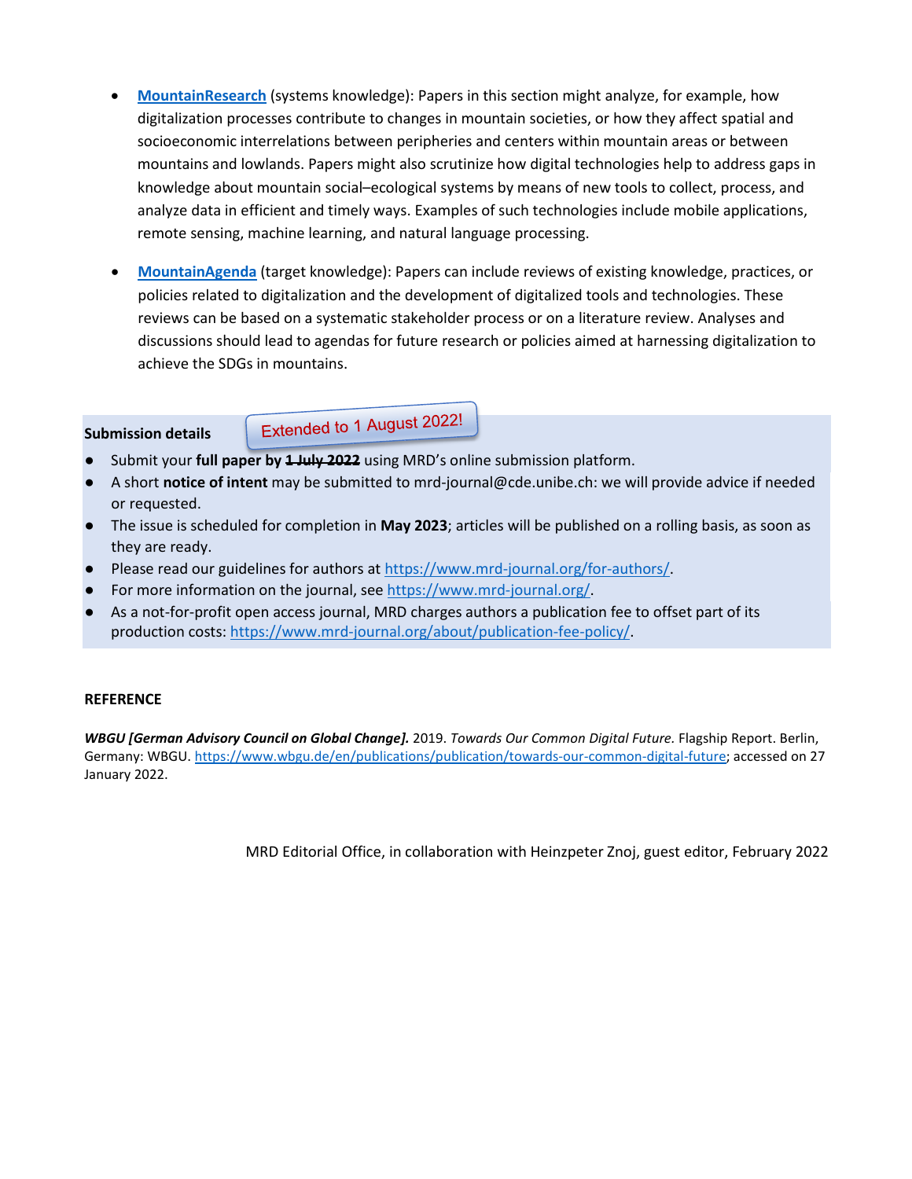- **MountainResearch** (systems knowledge): Papers in this section might analyze, for example, how digitalization processes contribute to changes in mountain societies, or how they affect spatial and socioeconomic interrelations between peripheries and centers within mountain areas or between mountains and lowlands. Papers might also scrutinize how digital technologies help to address gaps in knowledge about mountain social–ecological systems by means of new tools to collect, process, and analyze data in efficient and timely ways. Examples of such technologies include mobile applications, remote sensing, machine learning, and natural language processing.

- **MountainAgenda** (target knowledge): Papers can include reviews of existing knowledge, practices, or policies related to digitalization and the development of digitalized tools and technologies. These reviews can be based on a systematic stakeholder process or on a literature review. Analyses and discussions should lead to agendas for future research or policies aimed at harnessing digitalization to achieve the SDGs in mountains.

**Submission details** Extended to 1 August 2022!

- Submit your **full paper by ~~1 July 2022~~** using MRD's online submission platform.
- A short **notice of intent** may be submitted to mrd-journal@cde.unibe.ch: we will provide advice if needed or requested.
- The issue is scheduled for completion in **May 2023**; articles will be published on a rolling basis, as soon as they are ready.
- Please read our guidelines for authors at https://www.mrd-journal.org/for-authors/.
- For more information on the journal, see https://www.mrd-journal.org/.
- As a not-for-profit open access journal, MRD charges authors a publication fee to offset part of its production costs: https://www.mrd-journal.org/about/publication-fee-policy/.

**REFERENCE**

***WBGU [German Advisory Council on Global Change].*** 2019. *Towards Our Common Digital Future.* Flagship Report. Berlin, Germany: WBGU. https://www.wbgu.de/en/publications/publication/towards-our-common-digital-future; accessed on 27 January 2022.

MRD Editorial Office, in collaboration with Heinzpeter Znoj, guest editor, February 2022